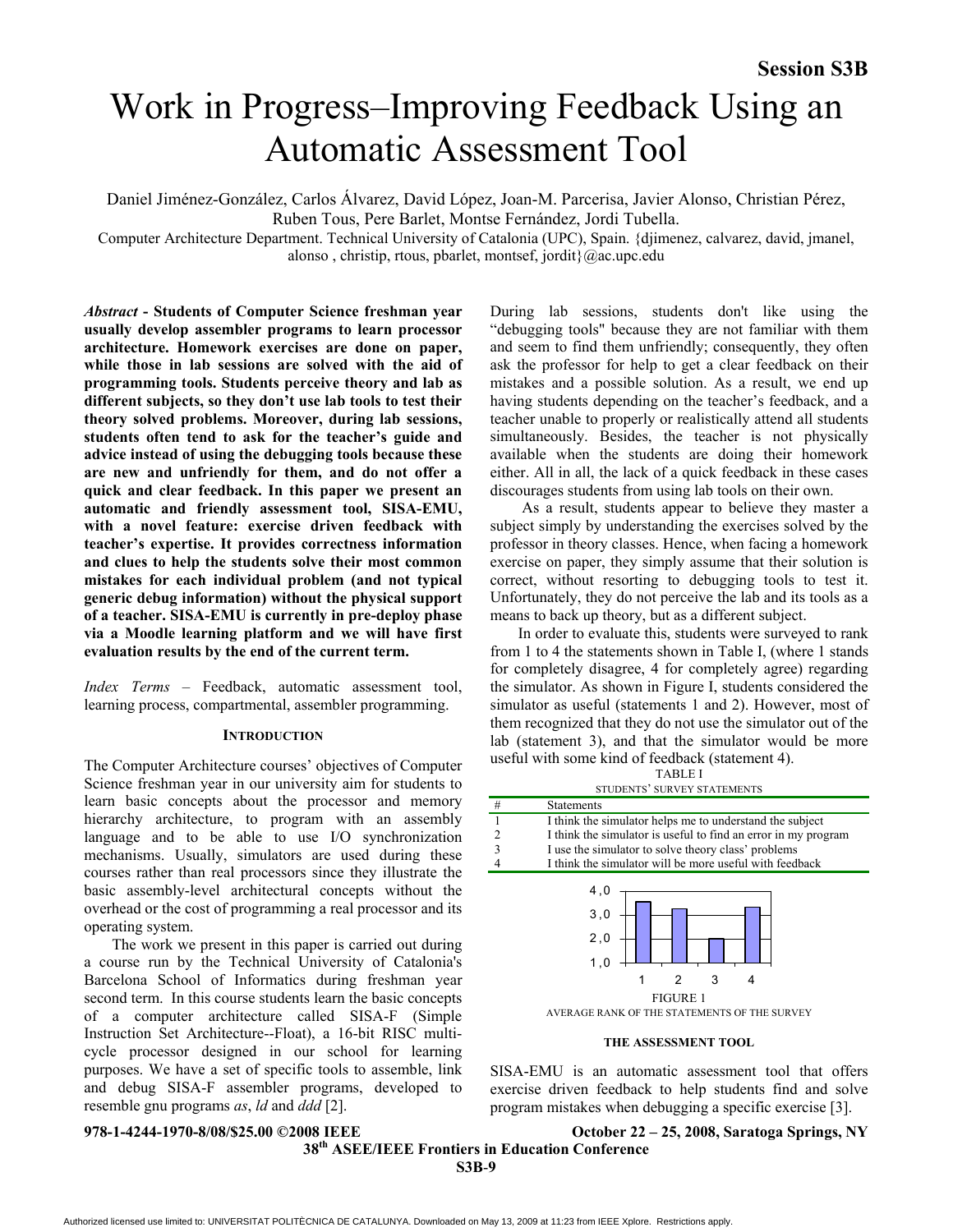# Work in Progress–Improving Feedback Using an Automatic Assessment Tool

Daniel Jiménez-González, Carlos Álvarez, David López, Joan-M. Parcerisa, Javier Alonso, Christian Pérez, Ruben Tous, Pere Barlet, Montse Fernández, Jordi Tubella.

Computer Architecture Department. Technical University of Catalonia (UPC), Spain. {djimenez, calvarez, david, jmanel, alonso , christip, rtous, pbarlet, montsef, jordit}@ac.upc.edu

***Abstract* - Students of Computer Science freshman year usually develop assembler programs to learn processor architecture. Homework exercises are done on paper, while those in lab sessions are solved with the aid of programming tools. Students perceive theory and lab as different subjects, so they don't use lab tools to test their theory solved problems. Moreover, during lab sessions, students often tend to ask for the teacher's guide and advice instead of using the debugging tools because these are new and unfriendly for them, and do not offer a quick and clear feedback. In this paper we present an automatic and friendly assessment tool, SISA-EMU, with a novel feature: exercise driven feedback with teacher's expertise. It provides correctness information and clues to help the students solve their most common mistakes for each individual problem (and not typical generic debug information) without the physical support of a teacher. SISA-EMU is currently in pre-deploy phase via a Moodle learning platform and we will have first evaluation results by the end of the current term.**

*Index Terms* – Feedback, automatic assessment tool, learning process, compartmental, assembler programming.

## INTRODUCTION

The Computer Architecture courses' objectives of Computer Science freshman year in our university aim for students to learn basic concepts about the processor and memory hierarchy architecture, to program with an assembly language and to be able to use I/O synchronization mechanisms. Usually, simulators are used during these courses rather than real processors since they illustrate the basic assembly-level architectural concepts without the overhead or the cost of programming a real processor and its operating system.

The work we present in this paper is carried out during a course run by the Technical University of Catalonia's Barcelona School of Informatics during freshman year second term. In this course students learn the basic concepts of a computer architecture called SISA-F (Simple Instruction Set Architecture--Float), a 16-bit RISC multi-cycle processor designed in our school for learning purposes. We have a set of specific tools to assemble, link and debug SISA-F assembler programs, developed to resemble gnu programs *as*, *ld* and *ddd* [2].

During lab sessions, students don't like using the "debugging tools" because they are not familiar with them and seem to find them unfriendly; consequently, they often ask the professor for help to get a clear feedback on their mistakes and a possible solution. As a result, we end up having students depending on the teacher's feedback, and a teacher unable to properly or realistically attend all students simultaneously. Besides, the teacher is not physically available when the students are doing their homework either. All in all, the lack of a quick feedback in these cases discourages students from using lab tools on their own.

As a result, students appear to believe they master a subject simply by understanding the exercises solved by the professor in theory classes. Hence, when facing a homework exercise on paper, they simply assume that their solution is correct, without resorting to debugging tools to test it. Unfortunately, they do not perceive the lab and its tools as a means to back up theory, but as a different subject.

In order to evaluate this, students were surveyed to rank from 1 to 4 the statements shown in Table I, (where 1 stands for completely disagree, 4 for completely agree) regarding the simulator. As shown in Figure I, students considered the simulator as useful (statements 1 and 2). However, most of them recognized that they do not use the simulator out of the lab (statement 3), and that the simulator would be more useful with some kind of feedback (statement 4).

TABLE I
STUDENTS' SURVEY STATEMENTS

| # | Statements |
|---|---|
| 1 | I think the simulator helps me to understand the subject |
| 2 | I think the simulator is useful to find an error in my program |
| 3 | I use the simulator to solve theory class' problems |
| 4 | I think the simulator will be more useful with feedback |

FIGURE 1
AVERAGE RANK OF THE STATEMENTS OF THE SURVEY

## THE ASSESSMENT TOOL

SISA-EMU is an automatic assessment tool that offers exercise driven feedback to help students find and solve program mistakes when debugging a specific exercise [3].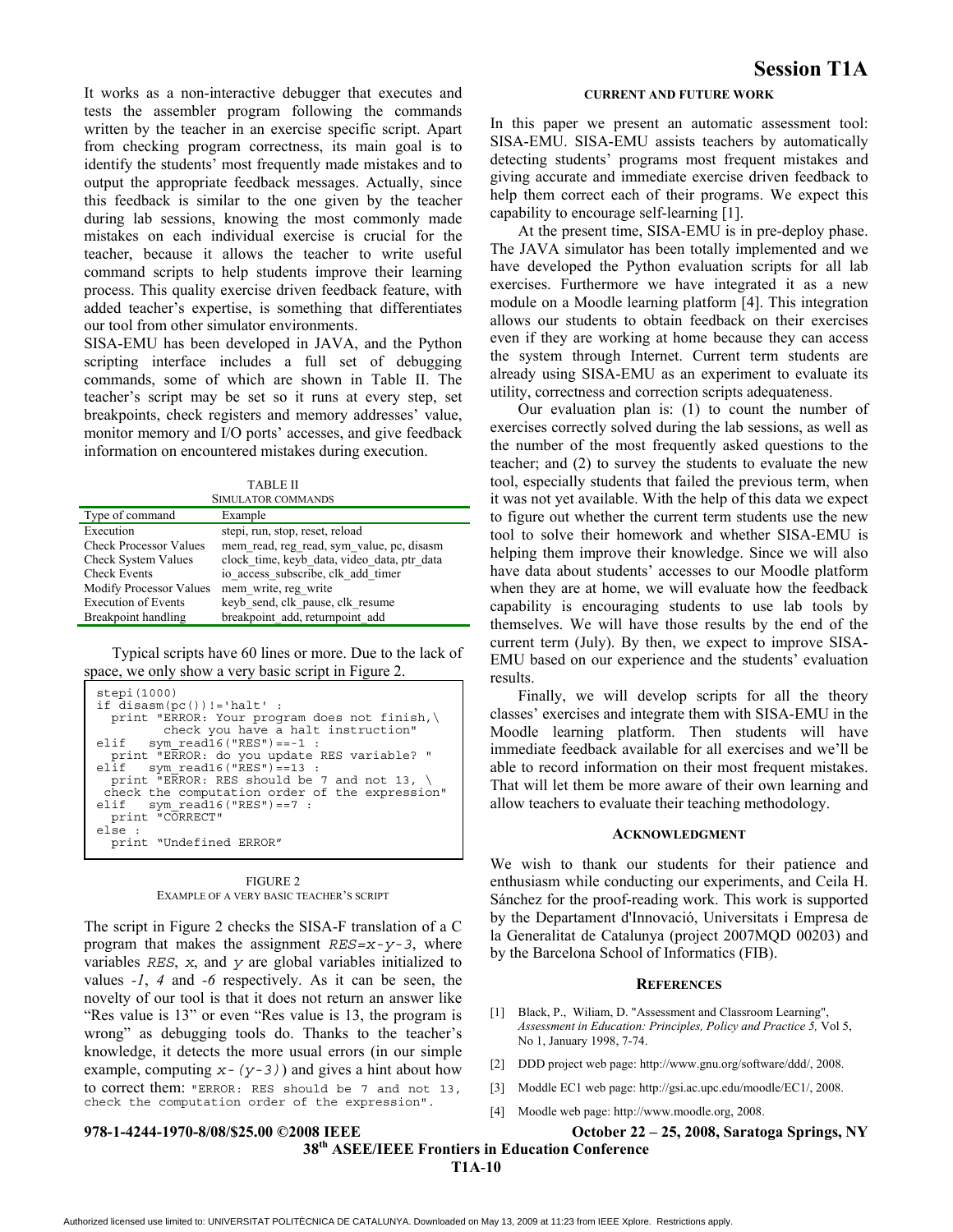It works as a non-interactive debugger that executes and tests the assembler program following the commands written by the teacher in an exercise specific script. Apart from checking program correctness, its main goal is to identify the students' most frequently made mistakes and to output the appropriate feedback messages. Actually, since this feedback is similar to the one given by the teacher during lab sessions, knowing the most commonly made mistakes on each individual exercise is crucial for the teacher, because it allows the teacher to write useful command scripts to help students improve their learning process. This quality exercise driven feedback feature, with added teacher's expertise, is something that differentiates our tool from other simulator environments.

SISA-EMU has been developed in JAVA, and the Python scripting interface includes a full set of debugging commands, some of which are shown in Table II. The teacher's script may be set so it runs at every step, set breakpoints, check registers and memory addresses' value, monitor memory and I/O ports' accesses, and give feedback information on encountered mistakes during execution.

TABLE II
SIMULATOR COMMANDS

| Type of command | Example |
|---|---|
| Execution | stepi, run, stop, reset, reload |
| Check Processor Values | mem_read, reg_read, sym_value, pc, disasm |
| Check System Values | clock_time, keyb_data, video_data, ptr_data |
| Check Events | io_access_subscribe, clk_add_timer |
| Modify Processor Values | mem_write, reg_write |
| Execution of Events | keyb_send, clk_pause, clk_resume |
| Breakpoint handling | breakpoint_add, returnpoint_add |

Typical scripts have 60 lines or more. Due to the lack of space, we only show a very basic script in Figure 2.

```
stepi(1000)
if disasm(pc())!='halt' :
  print "ERROR: Your program does not finish,\
         check you have a halt instruction"
elif   sym_read16("RES")==-1 :
  print "ERROR: do you update RES variable? "
elif   sym_read16("RES")==13 :
  print "ERROR: RES should be 7 and not 13, \
 check the computation order of the expression"
elif   sym_read16("RES")==7 :
  print "CORRECT"
else :
  print "Undefined ERROR"
```

FIGURE 2
EXAMPLE OF A VERY BASIC TEACHER'S SCRIPT

The script in Figure 2 checks the SISA-F translation of a C program that makes the assignment *RES=x-y-3*, where variables *RES*, *x*, and *y* are global variables initialized to values *-1*, *4* and *-6* respectively. As it can be seen, the novelty of our tool is that it does not return an answer like "Res value is 13" or even "Res value is 13, the program is wrong" as debugging tools do. Thanks to the teacher's knowledge, it detects the more usual errors (in our simple example, computing *x-(y-3)*) and gives a hint about how to correct them: "ERROR: RES should be 7 and not 13, check the computation order of the expression".

## CURRENT AND FUTURE WORK

In this paper we present an automatic assessment tool: SISA-EMU. SISA-EMU assists teachers by automatically detecting students' programs most frequent mistakes and giving accurate and immediate exercise driven feedback to help them correct each of their programs. We expect this capability to encourage self-learning [1].

At the present time, SISA-EMU is in pre-deploy phase. The JAVA simulator has been totally implemented and we have developed the Python evaluation scripts for all lab exercises. Furthermore we have integrated it as a new module on a Moodle learning platform [4]. This integration allows our students to obtain feedback on their exercises even if they are working at home because they can access the system through Internet. Current term students are already using SISA-EMU as an experiment to evaluate its utility, correctness and correction scripts adequateness.

Our evaluation plan is: (1) to count the number of exercises correctly solved during the lab sessions, as well as the number of the most frequently asked questions to the teacher; and (2) to survey the students to evaluate the new tool, especially students that failed the previous term, when it was not yet available. With the help of this data we expect to figure out whether the current term students use the new tool to solve their homework and whether SISA-EMU is helping them improve their knowledge. Since we will also have data about students' accesses to our Moodle platform when they are at home, we will evaluate how the feedback capability is encouraging students to use lab tools by themselves. We will have those results by the end of the current term (July). By then, we expect to improve SISA-EMU based on our experience and the students' evaluation results.

Finally, we will develop scripts for all the theory classes' exercises and integrate them with SISA-EMU in the Moodle learning platform. Then students will have immediate feedback available for all exercises and we'll be able to record information on their most frequent mistakes. That will let them be more aware of their own learning and allow teachers to evaluate their teaching methodology.

## ACKNOWLEDGMENT

We wish to thank our students for their patience and enthusiasm while conducting our experiments, and Ceila H. Sánchez for the proof-reading work. This work is supported by the Departament d'Innovació, Universitats i Empresa de la Generalitat de Catalunya (project 2007MQD 00203) and by the Barcelona School of Informatics (FIB).

## REFERENCES

[1] Black, P., Wiliam, D. "Assessment and Classroom Learning", *Assessment in Education: Principles, Policy and Practice 5,* Vol 5, No 1, January 1998, 7-74.

[2] DDD project web page: http://www.gnu.org/software/ddd/, 2008.

[3] Moddle EC1 web page: http://gsi.ac.upc.edu/moodle/EC1/, 2008.

[4] Moodle web page: http://www.moodle.org, 2008.